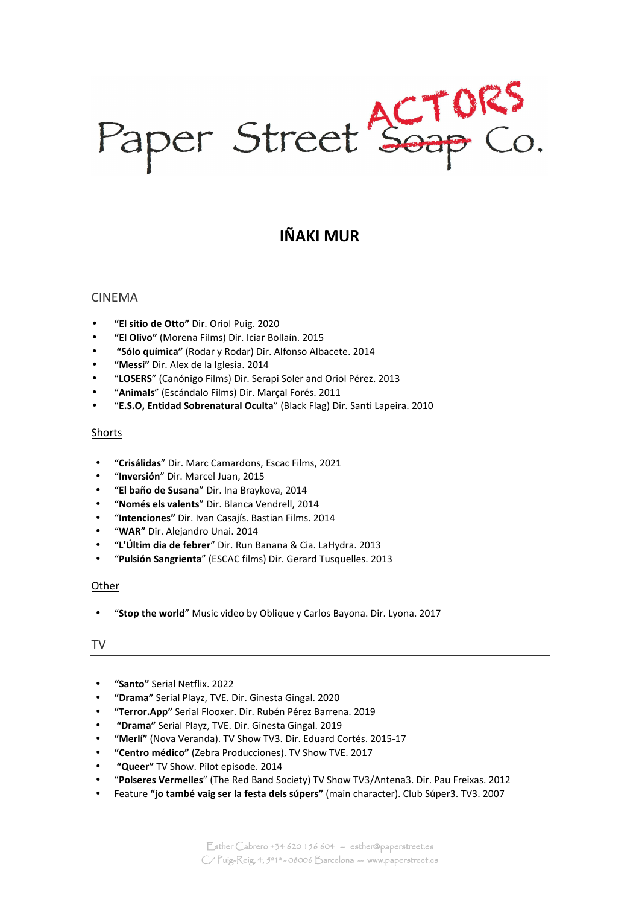Paper Street ~~Soap~~ ACTORS Co.

# IÑAKI MUR

## CINEMA

- **"El sitio de Otto"** Dir. Oriol Puig. 2020
- **"El Olivo"** (Morena Films) Dir. Iciar Bollaín. 2015
- **"Sólo química"** (Rodar y Rodar) Dir. Alfonso Albacete. 2014
- **"Messi"** Dir. Alex de la Iglesia. 2014
- "**LOSERS**" (Canónigo Films) Dir. Serapi Soler and Oriol Pérez. 2013
- "**Animals**" (Escándalo Films) Dir. Marçal Forés. 2011
- "**E.S.O, Entidad Sobrenatural Oculta**" (Black Flag) Dir. Santi Lapeira. 2010

### Shorts

- "**Crisálidas**" Dir. Marc Camardons, Escac Films, 2021
- "**Inversión**" Dir. Marcel Juan, 2015
- "**El baño de Susana**" Dir. Ina Braykova, 2014
- "**Només els valents**" Dir. Blanca Vendrell, 2014
- "**Intenciones"** Dir. Ivan Casajís. Bastian Films. 2014
- "**WAR"** Dir. Alejandro Unai. 2014
- "**L'Últim dia de febrer**" Dir. Run Banana & Cia. LaHydra. 2013
- "**Pulsión Sangrienta**" (ESCAC films) Dir. Gerard Tusquelles. 2013

### Other

- "**Stop the world**" Music video by Oblique y Carlos Bayona. Dir. Lyona. 2017

## TV

- **"Santo"** Serial Netflix. 2022
- **"Drama"** Serial Playz, TVE. Dir. Ginesta Gingal. 2020
- **"Terror.App"** Serial Flooxer. Dir. Rubén Pérez Barrena. 2019
- **"Drama"** Serial Playz, TVE. Dir. Ginesta Gingal. 2019
- **"Merlí"** (Nova Veranda). TV Show TV3. Dir. Eduard Cortés. 2015-17
- **"Centro médico"** (Zebra Producciones). TV Show TVE. 2017
- **"Queer"** TV Show. Pilot episode. 2014
- "**Polseres Vermelles**" (The Red Band Society) TV Show TV3/Antena3. Dir. Pau Freixas. 2012
- Feature **"jo també vaig ser la festa dels súpers"** (main character). Club Súper3. TV3. 2007

Esther Cabrero +34 620 156 604 – esther@paperstreet.es
C/ Puig-Reig, 4, 5º1ª - 08006 Barcelona – www.paperstreet.es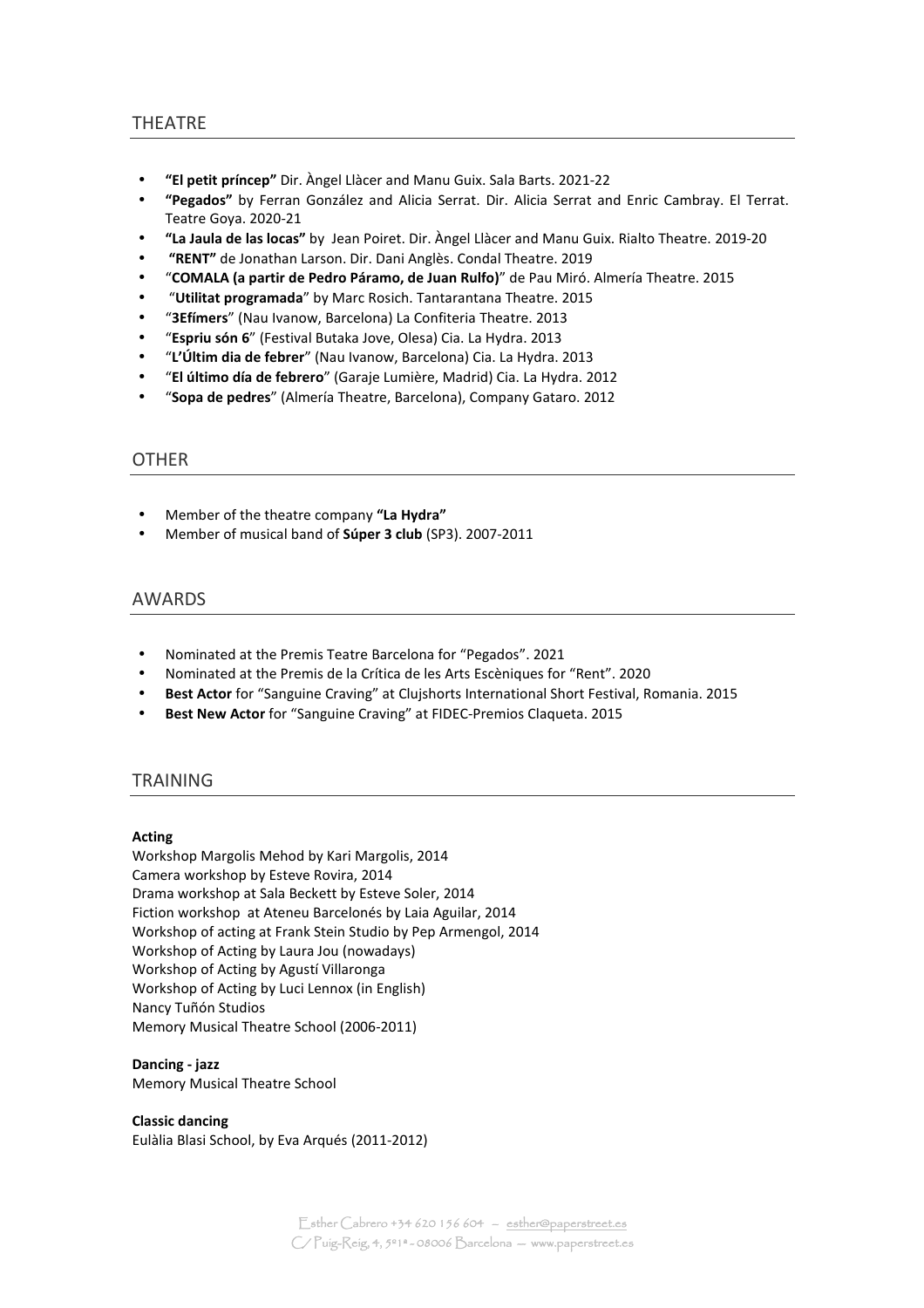## THEATRE

- **"El petit príncep"** Dir. Àngel Llàcer and Manu Guix. Sala Barts. 2021-22
- **"Pegados"** by Ferran González and Alicia Serrat. Dir. Alicia Serrat and Enric Cambray. El Terrat. Teatre Goya. 2020-21
- **"La Jaula de las locas"** by Jean Poiret. Dir. Àngel Llàcer and Manu Guix. Rialto Theatre. 2019-20
- **"RENT"** de Jonathan Larson. Dir. Dani Anglès. Condal Theatre. 2019
- "**COMALA (a partir de Pedro Páramo, de Juan Rulfo)**" de Pau Miró. Almería Theatre. 2015
- "**Utilitat programada**" by Marc Rosich. Tantarantana Theatre. 2015
- "**3Efímers**" (Nau Ivanow, Barcelona) La Confiteria Theatre. 2013
- "**Espriu són 6**" (Festival Butaka Jove, Olesa) Cia. La Hydra. 2013
- "**L'Últim dia de febrer**" (Nau Ivanow, Barcelona) Cia. La Hydra. 2013
- "**El último día de febrero**" (Garaje Lumière, Madrid) Cia. La Hydra. 2012
- "**Sopa de pedres**" (Almería Theatre, Barcelona), Company Gataro. 2012

## OTHER

- Member of the theatre company **"La Hydra"**
- Member of musical band of **Súper 3 club** (SP3). 2007-2011

## AWARDS

- Nominated at the Premis Teatre Barcelona for "Pegados". 2021
- Nominated at the Premis de la Crítica de les Arts Escèniques for "Rent". 2020
- **Best Actor** for "Sanguine Craving" at Clujshorts International Short Festival, Romania. 2015
- **Best New Actor** for "Sanguine Craving" at FIDEC-Premios Claqueta. 2015

## TRAINING

**Acting**
Workshop Margolis Mehod by Kari Margolis, 2014
Camera workshop by Esteve Rovira, 2014
Drama workshop at Sala Beckett by Esteve Soler, 2014
Fiction workshop at Ateneu Barcelonés by Laia Aguilar, 2014
Workshop of acting at Frank Stein Studio by Pep Armengol, 2014
Workshop of Acting by Laura Jou (nowadays)
Workshop of Acting by Agustí Villaronga
Workshop of Acting by Luci Lennox (in English)
Nancy Tuñón Studios
Memory Musical Theatre School (2006-2011)

**Dancing - jazz**
Memory Musical Theatre School

**Classic dancing**
Eulàlia Blasi School, by Eva Arqués (2011-2012)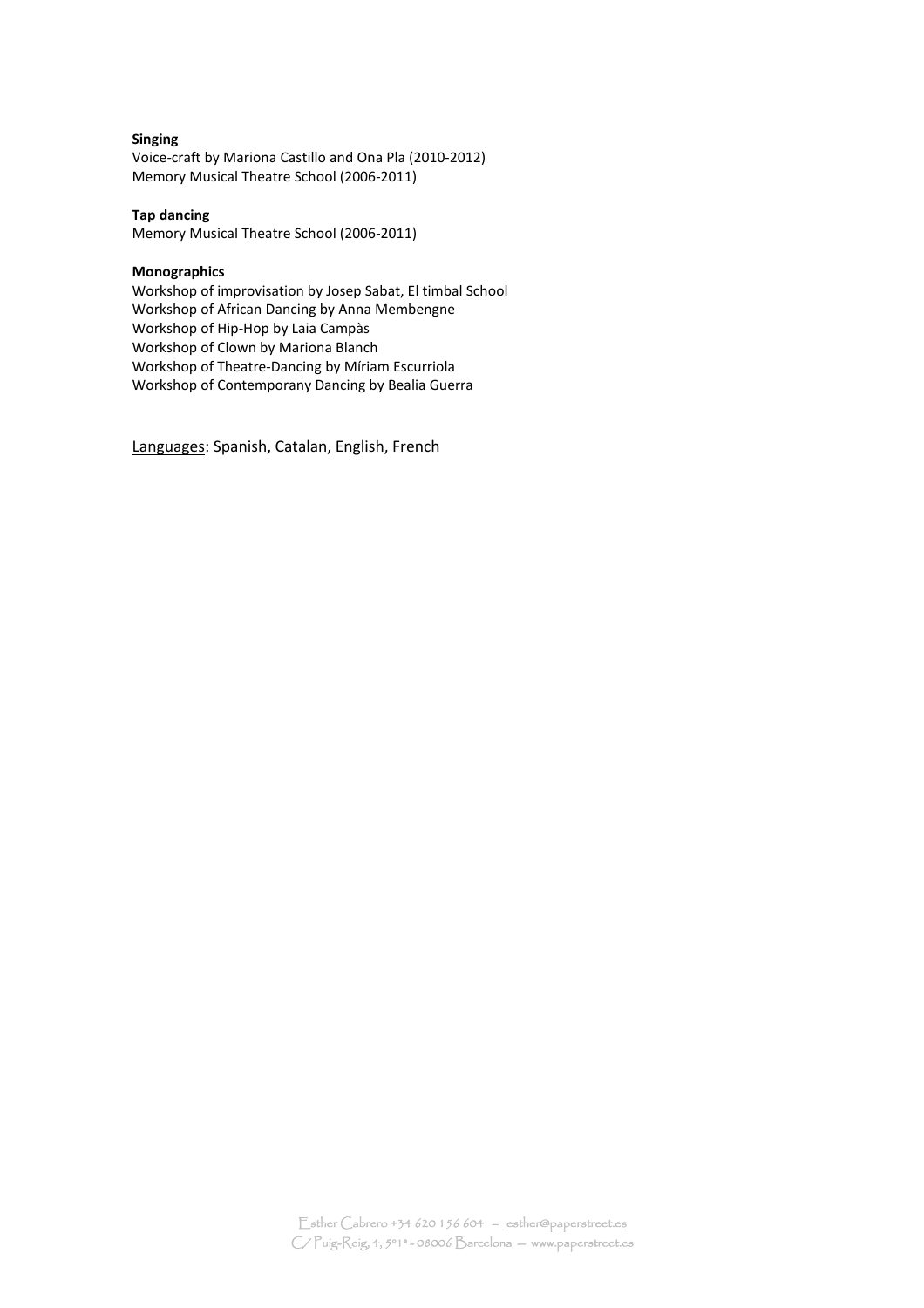**Singing**

Voice-craft by Mariona Castillo and Ona Pla (2010-2012)
Memory Musical Theatre School (2006-2011)

**Tap dancing**

Memory Musical Theatre School (2006-2011)

**Monographics**

Workshop of improvisation by Josep Sabat, El timbal School
Workshop of African Dancing by Anna Membengne
Workshop of Hip-Hop by Laia Campàs
Workshop of Clown by Mariona Blanch
Workshop of Theatre-Dancing by Míriam Escurriola
Workshop of Contemporany Dancing by Bealia Guerra

Languages: Spanish, Catalan, English, French